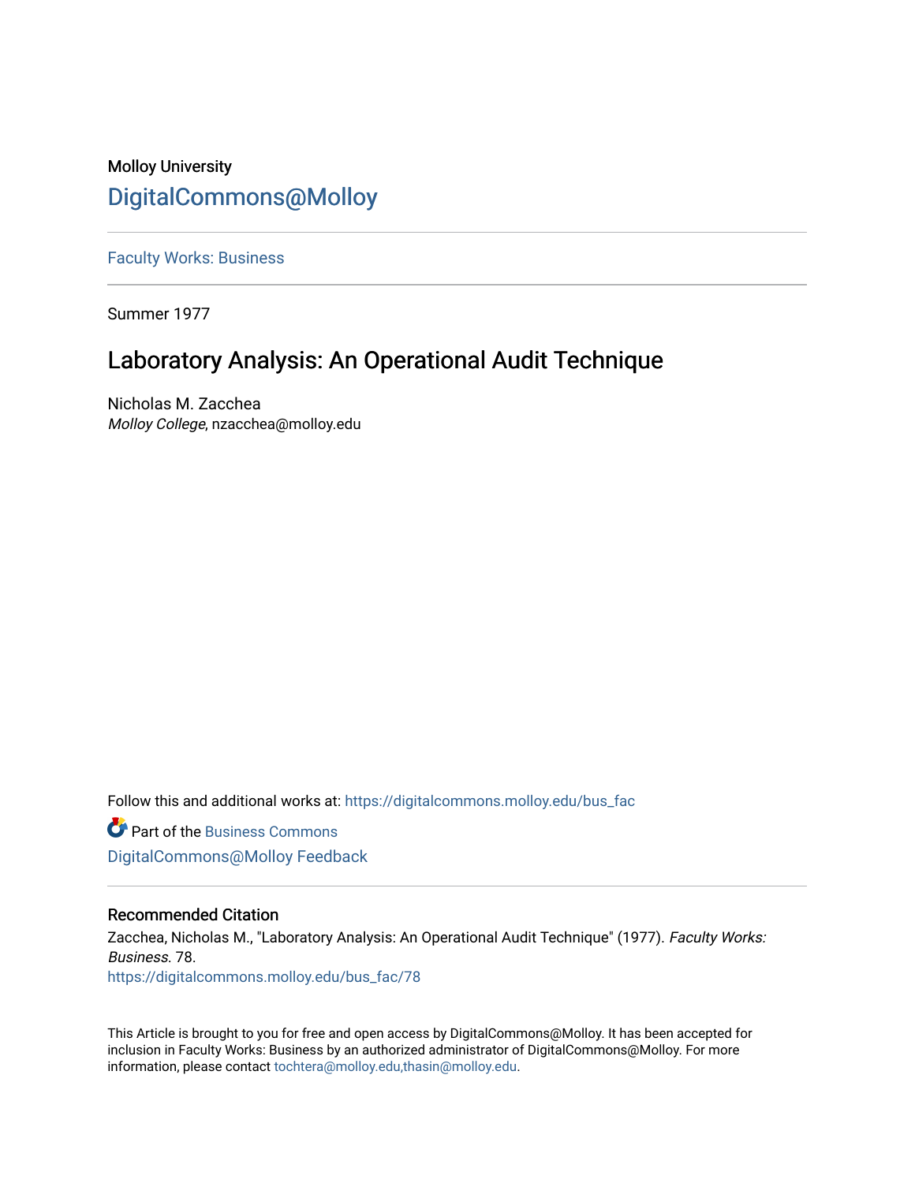Molloy University

# DigitalCommons@Molloy

Faculty Works: Business

Summer 1977

## Laboratory Analysis: An Operational Audit Technique

Nicholas M. Zacchea
*Molloy College*, nzacchea@molloy.edu

Follow this and additional works at: https://digitalcommons.molloy.edu/bus_fac

Part of the Business Commons

DigitalCommons@Molloy Feedback

### Recommended Citation

Zacchea, Nicholas M., "Laboratory Analysis: An Operational Audit Technique" (1977). *Faculty Works: Business*. 78.
https://digitalcommons.molloy.edu/bus_fac/78

This Article is brought to you for free and open access by DigitalCommons@Molloy. It has been accepted for inclusion in Faculty Works: Business by an authorized administrator of DigitalCommons@Molloy. For more information, please contact tochtera@molloy.edu,thasin@molloy.edu.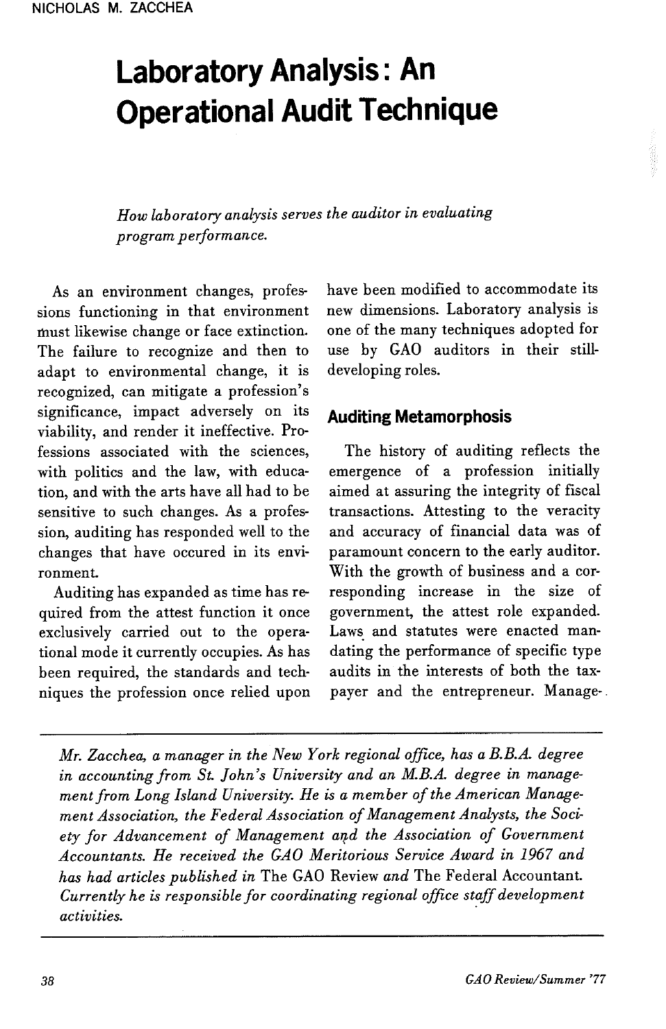NICHOLAS M. ZACCHEA

# Laboratory Analysis: An Operational Audit Technique

*How laboratory analysis serves the auditor in evaluating program performance.*

As an environment changes, professions functioning in that environment must likewise change or face extinction. The failure to recognize and then to adapt to environmental change, it is recognized, can mitigate a profession's significance, impact adversely on its viability, and render it ineffective. Professions associated with the sciences, with politics and the law, with education, and with the arts have all had to be sensitive to such changes. As a profession, auditing has responded well to the changes that have occured in its environment.

Auditing has expanded as time has required from the attest function it once exclusively carried out to the operational mode it currently occupies. As has been required, the standards and techniques the profession once relied upon have been modified to accommodate its new dimensions. Laboratory analysis is one of the many techniques adopted for use by GAO auditors in their still-developing roles.

## Auditing Metamorphosis

The history of auditing reflects the emergence of a profession initially aimed at assuring the integrity of fiscal transactions. Attesting to the veracity and accuracy of financial data was of paramount concern to the early auditor. With the growth of business and a corresponding increase in the size of government, the attest role expanded. Laws and statutes were enacted mandating the performance of specific type audits in the interests of both the taxpayer and the entrepreneur. Manage-

---

*Mr. Zacchea, a manager in the New York regional office, has a B.B.A. degree in accounting from St. John's University and an M.B.A. degree in management from Long Island University. He is a member of the American Management Association, the Federal Association of Management Analysts, the Society for Advancement of Management and the Association of Government Accountants. He received the GAO Meritorious Service Award in 1967 and has had articles published in* The GAO Review *and* The Federal Accountant. *Currently he is responsible for coordinating regional office staff development activities.*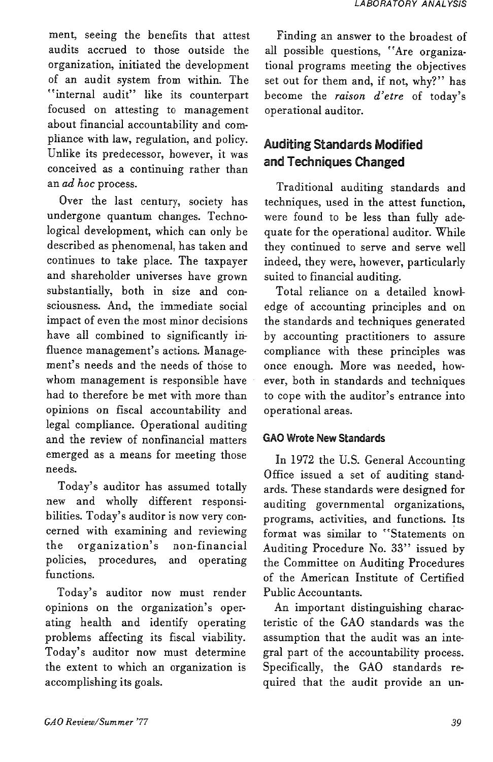ment, seeing the benefits that attest audits accrued to those outside the organization, initiated the development of an audit system from within. The "internal audit" like its counterpart focused on attesting to management about financial accountability and compliance with law, regulation, and policy. Unlike its predecessor, however, it was conceived as a continuing rather than an *ad hoc* process.

Over the last century, society has undergone quantum changes. Technological development, which can only be described as phenomenal, has taken and continues to take place. The taxpayer and shareholder universes have grown substantially, both in size and consciousness. And, the immediate social impact of even the most minor decisions have all combined to significantly influence management's actions. Management's needs and the needs of those to whom management is responsible have had to therefore be met with more than opinions on fiscal accountability and legal compliance. Operational auditing and the review of nonfinancial matters emerged as a means for meeting those needs.

Today's auditor has assumed totally new and wholly different responsibilities. Today's auditor is now very concerned with examining and reviewing the organization's non-financial policies, procedures, and operating functions.

Today's auditor now must render opinions on the organization's operating health and identify operating problems affecting its fiscal viability. Today's auditor now must determine the extent to which an organization is accomplishing its goals.

Finding an answer to the broadest of all possible questions, "Are organizational programs meeting the objectives set out for them and, if not, why?" has become the *raison d'etre* of today's operational auditor.

## Auditing Standards Modified and Techniques Changed

Traditional auditing standards and techniques, used in the attest function, were found to be less than fully adequate for the operational auditor. While they continued to serve and serve well indeed, they were, however, particularly suited to financial auditing.

Total reliance on a detailed knowledge of accounting principles and on the standards and techniques generated by accounting practitioners to assure compliance with these principles was once enough. More was needed, however, both in standards and techniques to cope with the auditor's entrance into operational areas.

### GAO Wrote New Standards

In 1972 the U.S. General Accounting Office issued a set of auditing standards. These standards were designed for auditing governmental organizations, programs, activities, and functions. Its format was similar to "Statements on Auditing Procedure No. 33" issued by the Committee on Auditing Procedures of the American Institute of Certified Public Accountants.

An important distinguishing characteristic of the GAO standards was the assumption that the audit was an integral part of the accountability process. Specifically, the GAO standards required that the audit provide an un-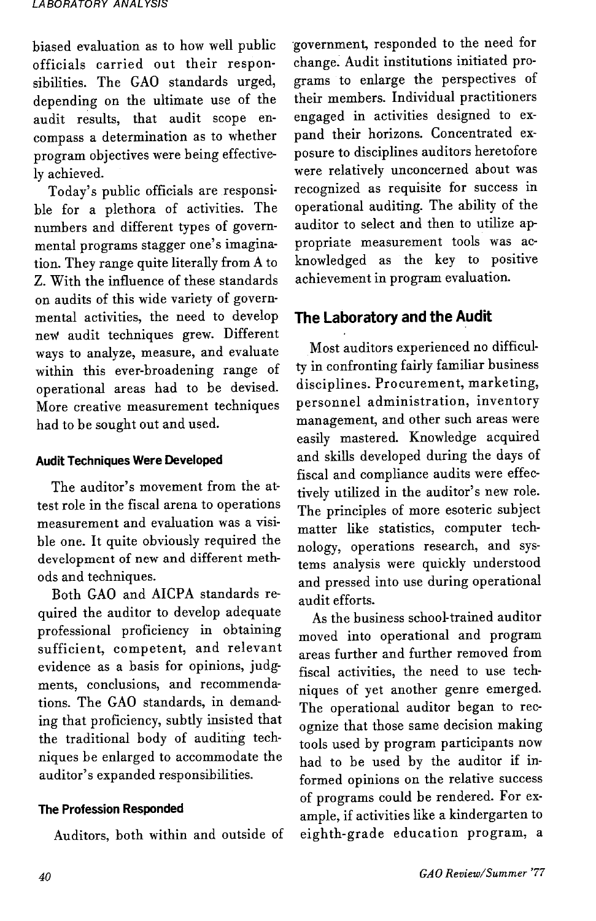biased evaluation as to how well public officials carried out their responsibilities. The GAO standards urged, depending on the ultimate use of the audit results, that audit scope encompass a determination as to whether program objectives were being effectively achieved.

Today's public officials are responsible for a plethora of activities. The numbers and different types of governmental programs stagger one's imagination. They range quite literally from A to Z. With the influence of these standards on audits of this wide variety of governmental activities, the need to develop new audit techniques grew. Different ways to analyze, measure, and evaluate within this ever-broadening range of operational areas had to be devised. More creative measurement techniques had to be sought out and used.

#### Audit Techniques Were Developed

The auditor's movement from the attest role in the fiscal arena to operations measurement and evaluation was a visible one. It quite obviously required the development of new and different methods and techniques.

Both GAO and AICPA standards required the auditor to develop adequate professional proficiency in obtaining sufficient, competent, and relevant evidence as a basis for opinions, judgments, conclusions, and recommendations. The GAO standards, in demanding that proficiency, subtly insisted that the traditional body of auditing techniques be enlarged to accommodate the auditor's expanded responsibilities.

#### The Profession Responded

Auditors, both within and outside of government, responded to the need for change. Audit institutions initiated programs to enlarge the perspectives of their members. Individual practitioners engaged in activities designed to expand their horizons. Concentrated exposure to disciplines auditors heretofore were relatively unconcerned about was recognized as requisite for success in operational auditing. The ability of the auditor to select and then to utilize appropriate measurement tools was acknowledged as the key to positive achievement in program evaluation.

### The Laboratory and the Audit

Most auditors experienced no difficulty in confronting fairly familiar business disciplines. Procurement, marketing, personnel administration, inventory management, and other such areas were easily mastered. Knowledge acquired and skills developed during the days of fiscal and compliance audits were effectively utilized in the auditor's new role. The principles of more esoteric subject matter like statistics, computer technology, operations research, and systems analysis were quickly understood and pressed into use during operational audit efforts.

As the business school-trained auditor moved into operational and program areas further and further removed from fiscal activities, the need to use techniques of yet another genre emerged. The operational auditor began to recognize that those same decision making tools used by program participants now had to be used by the auditor if informed opinions on the relative success of programs could be rendered. For example, if activities like a kindergarten to eighth-grade education program, a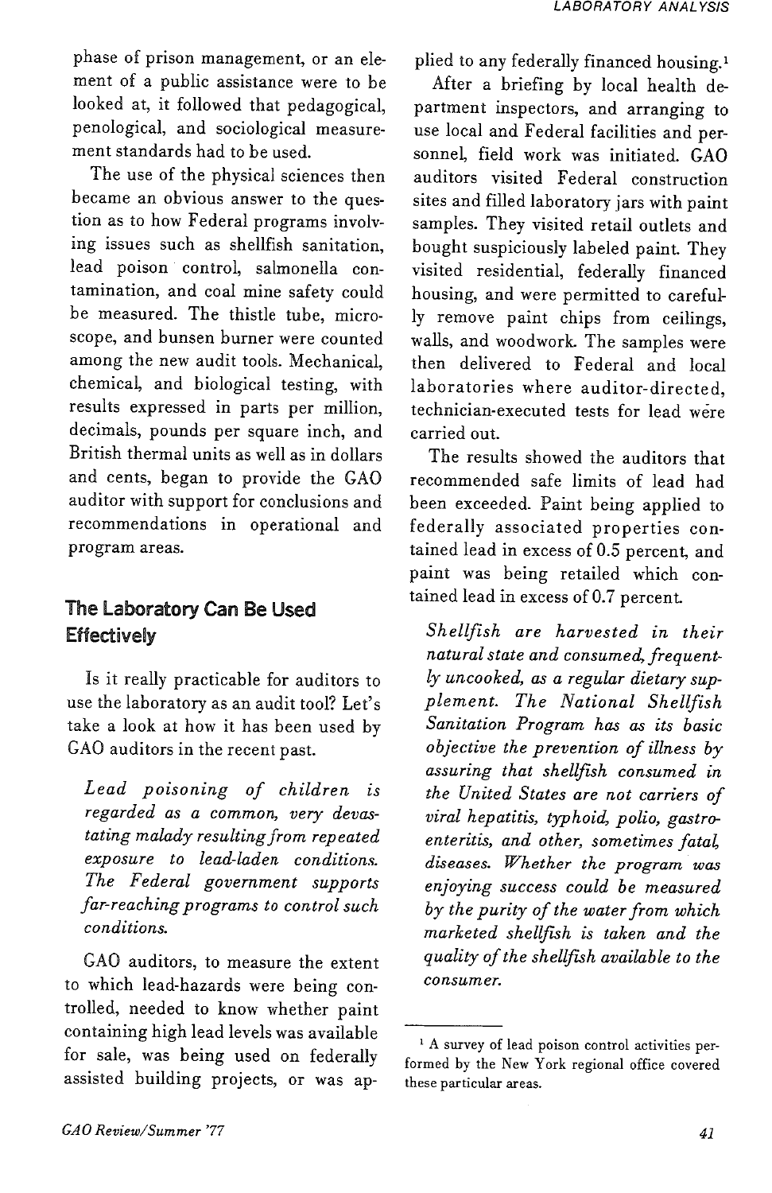phase of prison management, or an element of a public assistance were to be looked at, it followed that pedagogical, penological, and sociological measurement standards had to be used.

The use of the physical sciences then became an obvious answer to the question as to how Federal programs involving issues such as shellfish sanitation, lead poison control, salmonella contamination, and coal mine safety could be measured. The thistle tube, microscope, and bunsen burner were counted among the new audit tools. Mechanical, chemical, and biological testing, with results expressed in parts per million, decimals, pounds per square inch, and British thermal units as well as in dollars and cents, began to provide the GAO auditor with support for conclusions and recommendations in operational and program areas.

## The Laboratory Can Be Used Effectively

Is it really practicable for auditors to use the laboratory as an audit tool? Let's take a look at how it has been used by GAO auditors in the recent past.

*Lead poisoning of children is regarded as a common, very devastating malady resulting from repeated exposure to lead-laden conditions. The Federal government supports far-reaching programs to control such conditions.*

GAO auditors, to measure the extent to which lead-hazards were being controlled, needed to know whether paint containing high lead levels was available for sale, was being used on federally assisted building projects, or was applied to any federally financed housing.[1]

After a briefing by local health department inspectors, and arranging to use local and Federal facilities and personnel, field work was initiated. GAO auditors visited Federal construction sites and filled laboratory jars with paint samples. They visited retail outlets and bought suspiciously labeled paint. They visited residential, federally financed housing, and were permitted to carefully remove paint chips from ceilings, walls, and woodwork. The samples were then delivered to Federal and local laboratories where auditor-directed, technician-executed tests for lead were carried out.

The results showed the auditors that recommended safe limits of lead had been exceeded. Paint being applied to federally associated properties contained lead in excess of 0.5 percent, and paint was being retailed which contained lead in excess of 0.7 percent.

*Shellfish are harvested in their natural state and consumed, frequently uncooked, as a regular dietary supplement. The National Shellfish Sanitation Program has as its basic objective the prevention of illness by assuring that shellfish consumed in the United States are not carriers of viral hepatitis, typhoid, polio, gastroenteritis, and other, sometimes fatal, diseases. Whether the program was enjoying success could be measured by the purity of the water from which marketed shellfish is taken and the quality of the shellfish available to the consumer.*

---

[1] A survey of lead poison control activities performed by the New York regional office covered these particular areas.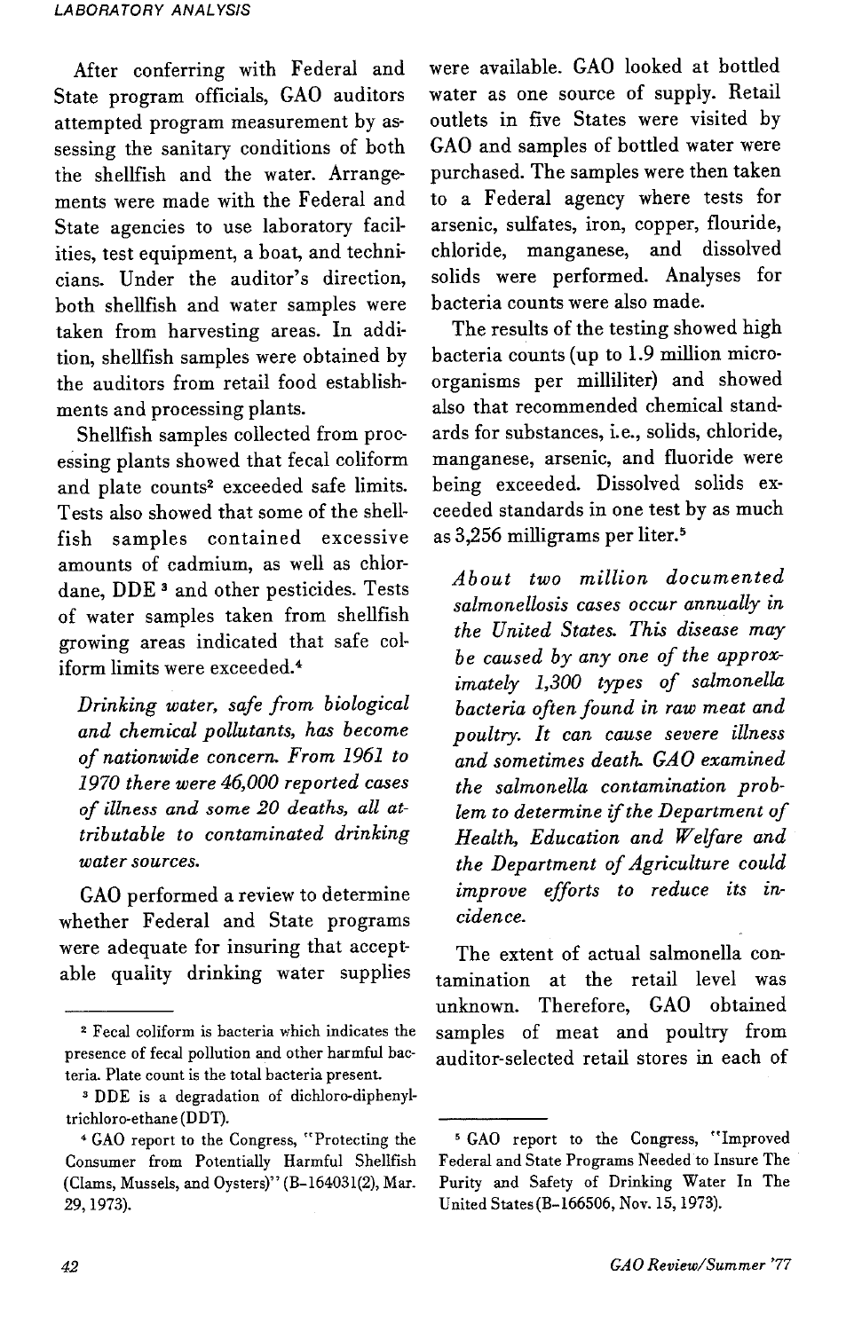After conferring with Federal and State program officials, GAO auditors attempted program measurement by assessing the sanitary conditions of both the shellfish and the water. Arrangements were made with the Federal and State agencies to use laboratory facilities, test equipment, a boat, and technicians. Under the auditor's direction, both shellfish and water samples were taken from harvesting areas. In addition, shellfish samples were obtained by the auditors from retail food establishments and processing plants.

Shellfish samples collected from processing plants showed that fecal coliform and plate counts[2] exceeded safe limits. Tests also showed that some of the shellfish samples contained excessive amounts of cadmium, as well as chlordane, DDE [3] and other pesticides. Tests of water samples taken from shellfish growing areas indicated that safe coliform limits were exceeded.[4]

*Drinking water, safe from biological and chemical pollutants, has become of nationwide concern. From 1961 to 1970 there were 46,000 reported cases of illness and some 20 deaths, all attributable to contaminated drinking water sources.*

GAO performed a review to determine whether Federal and State programs were adequate for insuring that acceptable quality drinking water supplies were available. GAO looked at bottled water as one source of supply. Retail outlets in five States were visited by GAO and samples of bottled water were purchased. The samples were then taken to a Federal agency where tests for arsenic, sulfates, iron, copper, flouride, chloride, manganese, and dissolved solids were performed. Analyses for bacteria counts were also made.

The results of the testing showed high bacteria counts (up to 1.9 million microorganisms per milliliter) and showed also that recommended chemical standards for substances, i.e., solids, chloride, manganese, arsenic, and fluoride were being exceeded. Dissolved solids exceeded standards in one test by as much as 3,256 milligrams per liter.[5]

*About two million documented salmonellosis cases occur annually in the United States. This disease may be caused by any one of the approximately 1,300 types of salmonella bacteria often found in raw meat and poultry. It can cause severe illness and sometimes death. GAO examined the salmonella contamination problem to determine if the Department of Health, Education and Welfare and the Department of Agriculture could improve efforts to reduce its incidence.*

The extent of actual salmonella contamination at the retail level was unknown. Therefore, GAO obtained samples of meat and poultry from auditor-selected retail stores in each of

---

[2] Fecal coliform is bacteria which indicates the presence of fecal pollution and other harmful bacteria. Plate count is the total bacteria present.

[3] DDE is a degradation of dichloro-diphenyltrichloro-ethane (DDT).

[4] GAO report to the Congress, "Protecting the Consumer from Potentially Harmful Shellfish (Clams, Mussels, and Oysters)" (B-164031(2), Mar. 29, 1973).

[5] GAO report to the Congress, "Improved Federal and State Programs Needed to Insure The Purity and Safety of Drinking Water In The United States (B-166506, Nov. 15, 1973).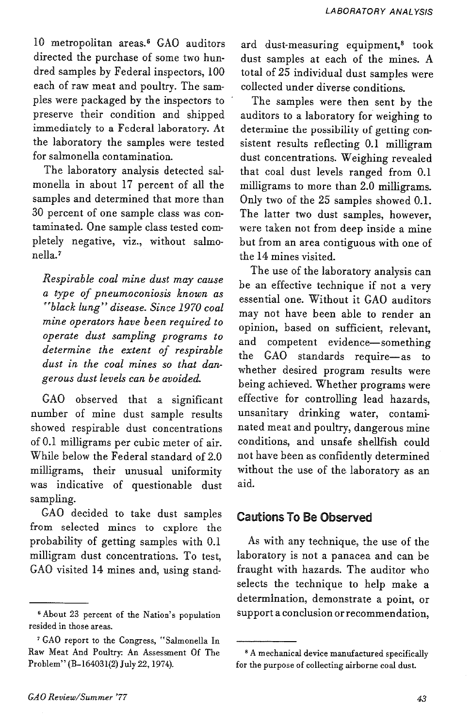10 metropolitan areas.[6] GAO auditors directed the purchase of some two hundred samples by Federal inspectors, 100 each of raw meat and poultry. The samples were packaged by the inspectors to preserve their condition and shipped immediately to a Federal laboratory. At the laboratory the samples were tested for salmonella contamination.

The laboratory analysis detected salmonella in about 17 percent of all the samples and determined that more than 30 percent of one sample class was contaminated. One sample class tested completely negative, viz., without salmonella.[7]

*Respirable coal mine dust may cause a type of pneumoconiosis known as "black lung" disease. Since 1970 coal mine operators have been required to operate dust sampling programs to determine the extent of respirable dust in the coal mines so that dangerous dust levels can be avoided.*

GAO observed that a significant number of mine dust sample results showed respirable dust concentrations of 0.1 milligrams per cubic meter of air. While below the Federal standard of 2.0 milligrams, their unusual uniformity was indicative of questionable dust sampling.

GAO decided to take dust samples from selected mines to explore the probability of getting samples with 0.1 milligram dust concentrations. To test, GAO visited 14 mines and, using standard dust-measuring equipment,[8] took dust samples at each of the mines. A total of 25 individual dust samples were collected under diverse conditions.

The samples were then sent by the auditors to a laboratory for weighing to determine the possibility of getting consistent results reflecting 0.1 milligram dust concentrations. Weighing revealed that coal dust levels ranged from 0.1 milligrams to more than 2.0 milligrams. Only two of the 25 samples showed 0.1. The latter two dust samples, however, were taken not from deep inside a mine but from an area contiguous with one of the 14 mines visited.

The use of the laboratory analysis can be an effective technique if not a very essential one. Without it GAO auditors may not have been able to render an opinion, based on sufficient, relevant, and competent evidence—something the GAO standards require—as to whether desired program results were being achieved. Whether programs were effective for controlling lead hazards, unsanitary drinking water, contaminated meat and poultry, dangerous mine conditions, and unsafe shellfish could not have been as confidently determined without the use of the laboratory as an aid.

## Cautions To Be Observed

As with any technique, the use of the laboratory is not a panacea and can be fraught with hazards. The auditor who selects the technique to help make a determination, demonstrate a point, or support a conclusion or recommendation,

---

[6] About 23 percent of the Nation's population resided in those areas.

[7] GAO report to the Congress, "Salmonella In Raw Meat And Poultry: An Assessment Of The Problem" (B-164031(2) July 22, 1974).

[8] A mechanical device manufactured specifically for the purpose of collecting airborne coal dust.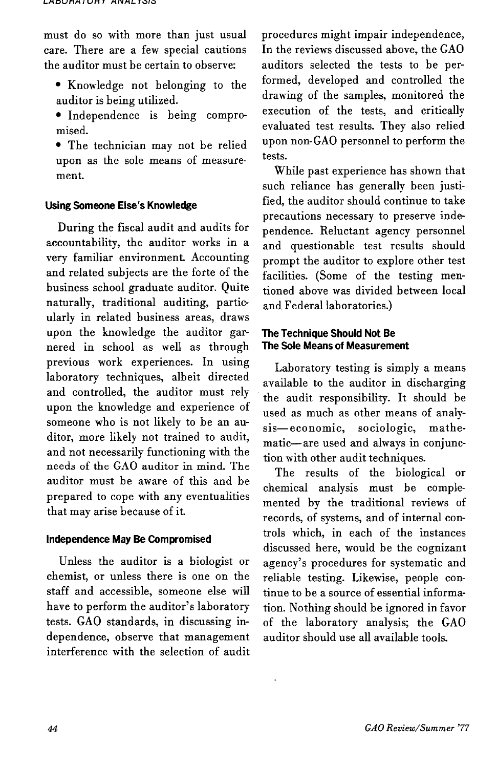must do so with more than just usual care. There are a few special cautions the auditor must be certain to observe:

- Knowledge not belonging to the auditor is being utilized.
- Independence is being compromised.
- The technician may not be relied upon as the sole means of measurement.

### Using Someone Else's Knowledge

During the fiscal audit and audits for accountability, the auditor works in a very familiar environment. Accounting and related subjects are the forte of the business school graduate auditor. Quite naturally, traditional auditing, particularly in related business areas, draws upon the knowledge the auditor garnered in school as well as through previous work experiences. In using laboratory techniques, albeit directed and controlled, the auditor must rely upon the knowledge and experience of someone who is not likely to be an auditor, more likely not trained to audit, and not necessarily functioning with the needs of the GAO auditor in mind. The auditor must be aware of this and be prepared to cope with any eventualities that may arise because of it.

### Independence May Be Compromised

Unless the auditor is a biologist or chemist, or unless there is one on the staff and accessible, someone else will have to perform the auditor's laboratory tests. GAO standards, in discussing independence, observe that management interference with the selection of audit procedures might impair independence, In the reviews discussed above, the GAO auditors selected the tests to be performed, developed and controlled the drawing of the samples, monitored the execution of the tests, and critically evaluated test results. They also relied upon non-GAO personnel to perform the tests.

While past experience has shown that such reliance has generally been justified, the auditor should continue to take precautions necessary to preserve independence. Reluctant agency personnel and questionable test results should prompt the auditor to explore other test facilities. (Some of the testing mentioned above was divided between local and Federal laboratories.)

### The Technique Should Not Be The Sole Means of Measurement

Laboratory testing is simply a means available to the auditor in discharging the audit responsibility. It should be used as much as other means of analysis—economic, sociologic, mathematic—are used and always in conjunction with other audit techniques.

The results of the biological or chemical analysis must be complemented by the traditional reviews of records, of systems, and of internal controls which, in each of the instances discussed here, would be the cognizant agency's procedures for systematic and reliable testing. Likewise, people continue to be a source of essential information. Nothing should be ignored in favor of the laboratory analysis; the GAO auditor should use all available tools.